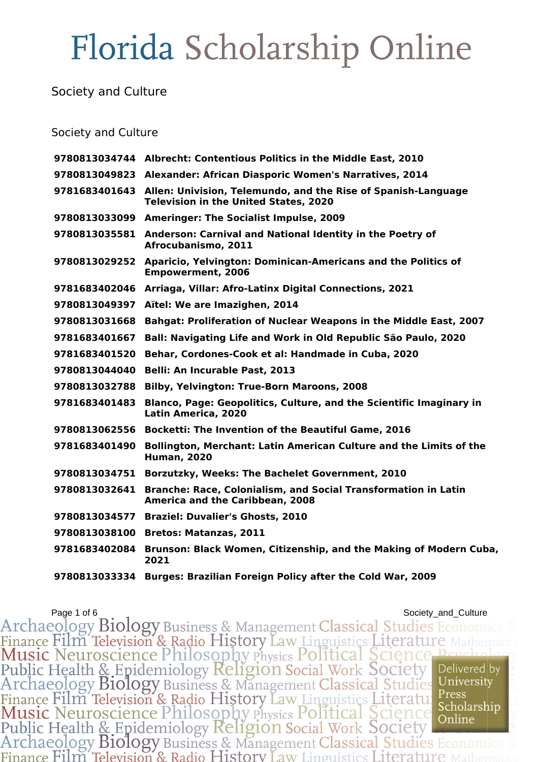# Florida Scholarship Online

Society and Culture

## Society and Culture

| | |
|---|---|
| **9780813034744** | **Albrecht: Contentious Politics in the Middle East, 2010** |
| **9780813049823** | **Alexander: African Diasporic Women's Narratives, 2014** |
| **9781683401643** | **Allen: Univision, Telemundo, and the Rise of Spanish-Language Television in the United States, 2020** |
| **9780813033099** | **Ameringer: The Socialist Impulse, 2009** |
| **9780813035581** | **Anderson: Carnival and National Identity in the Poetry of Afrocubanismo, 2011** |
| **9780813029252** | **Aparicio, Yelvington: Dominican-Americans and the Politics of Empowerment, 2006** |
| **9781683402046** | **Arriaga, Villar: Afro-Latinx Digital Connections, 2021** |
| **9780813049397** | **Aïtel: We are Imazighen, 2014** |
| **9780813031668** | **Bahgat: Proliferation of Nuclear Weapons in the Middle East, 2007** |
| **9781683401667** | **Ball: Navigating Life and Work in Old Republic São Paulo, 2020** |
| **9781683401520** | **Behar, Cordones-Cook et al: Handmade in Cuba, 2020** |
| **9780813044040** | **Belli: An Incurable Past, 2013** |
| **9780813032788** | **Bilby, Yelvington: True-Born Maroons, 2008** |
| **9781683401483** | **Blanco, Page: Geopolitics, Culture, and the Scientific Imaginary in Latin America, 2020** |
| **9780813062556** | **Bocketti: The Invention of the Beautiful Game, 2016** |
| **9781683401490** | **Bollington, Merchant: Latin American Culture and the Limits of the Human, 2020** |
| **9780813034751** | **Borzutzky, Weeks: The Bachelet Government, 2010** |
| **9780813032641** | **Branche: Race, Colonialism, and Social Transformation in Latin America and the Caribbean, 2008** |
| **9780813034577** | **Braziel: Duvalier's Ghosts, 2010** |
| **9780813038100** | **Bretos: Matanzas, 2011** |
| **9781683402084** | **Brunson: Black Women, Citizenship, and the Making of Modern Cuba, 2021** |
| **9780813033334** | **Burges: Brazilian Foreign Policy after the Cold War, 2009** |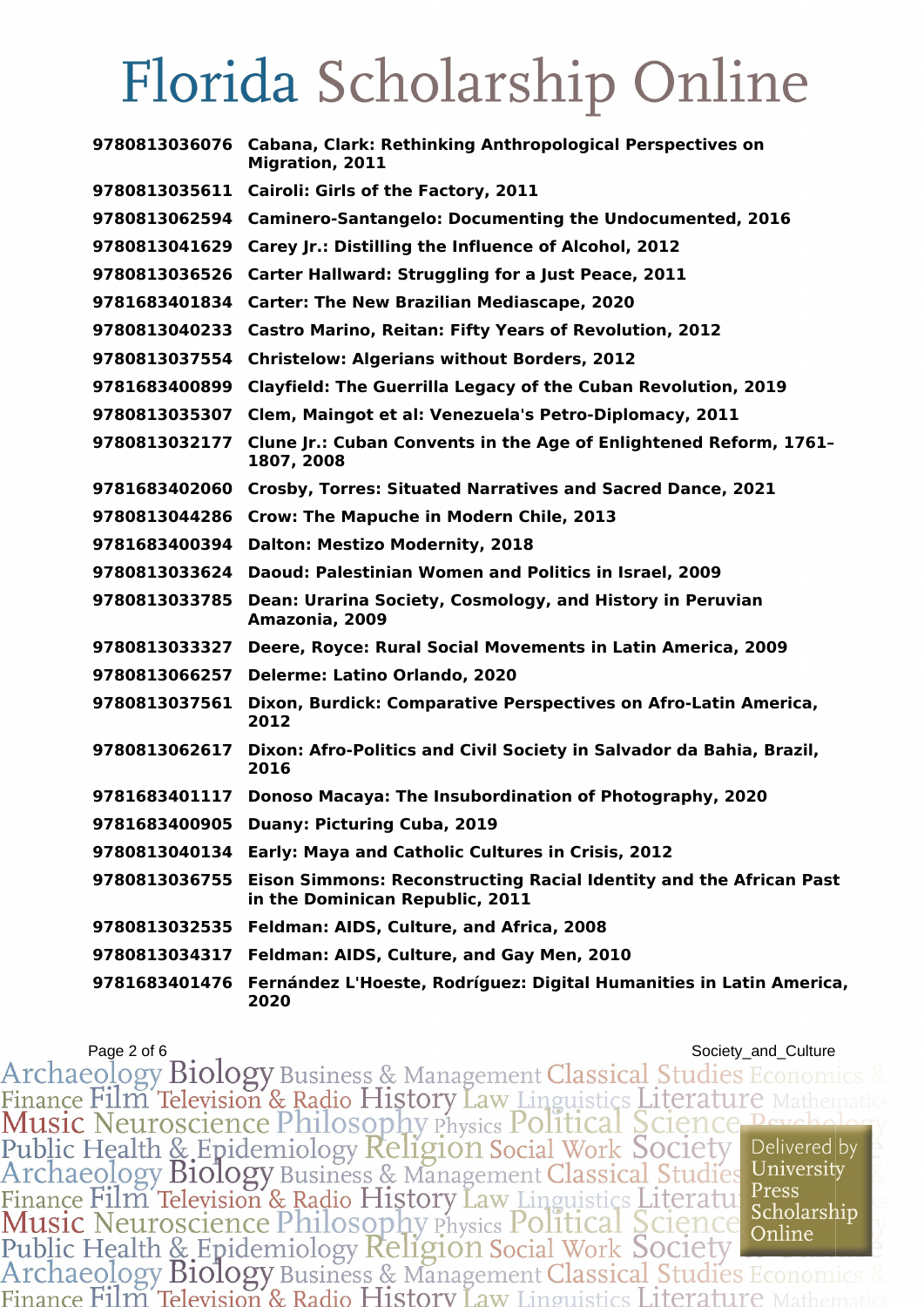# Florida Scholarship Online

| ISBN | Title |
|---|---|
| 9780813036076 | **Cabana, Clark: Rethinking Anthropological Perspectives on Migration, 2011** |
| 9780813035611 | **Cairoli: Girls of the Factory, 2011** |
| 9780813062594 | **Caminero-Santangelo: Documenting the Undocumented, 2016** |
| 9780813041629 | **Carey Jr.: Distilling the Influence of Alcohol, 2012** |
| 9780813036526 | **Carter Hallward: Struggling for a Just Peace, 2011** |
| 9781683401834 | **Carter: The New Brazilian Mediascape, 2020** |
| 9780813040233 | **Castro Marino, Reitan: Fifty Years of Revolution, 2012** |
| 9780813037554 | **Christelow: Algerians without Borders, 2012** |
| 9781683400899 | **Clayfield: The Guerrilla Legacy of the Cuban Revolution, 2019** |
| 9780813035307 | **Clem, Maingot et al: Venezuela's Petro-Diplomacy, 2011** |
| 9780813032177 | **Clune Jr.: Cuban Convents in the Age of Enlightened Reform, 1761–1807, 2008** |
| 9781683402060 | **Crosby, Torres: Situated Narratives and Sacred Dance, 2021** |
| 9780813044286 | **Crow: The Mapuche in Modern Chile, 2013** |
| 9781683400394 | **Dalton: Mestizo Modernity, 2018** |
| 9780813033624 | **Daoud: Palestinian Women and Politics in Israel, 2009** |
| 9780813033785 | **Dean: Urarina Society, Cosmology, and History in Peruvian Amazonia, 2009** |
| 9780813033327 | **Deere, Royce: Rural Social Movements in Latin America, 2009** |
| 9780813066257 | **Delerme: Latino Orlando, 2020** |
| 9780813037561 | **Dixon, Burdick: Comparative Perspectives on Afro-Latin America, 2012** |
| 9780813062617 | **Dixon: Afro-Politics and Civil Society in Salvador da Bahia, Brazil, 2016** |
| 9781683401117 | **Donoso Macaya: The Insubordination of Photography, 2020** |
| 9781683400905 | **Duany: Picturing Cuba, 2019** |
| 9780813040134 | **Early: Maya and Catholic Cultures in Crisis, 2012** |
| 9780813036755 | **Eison Simmons: Reconstructing Racial Identity and the African Past in the Dominican Republic, 2011** |
| 9780813032535 | **Feldman: AIDS, Culture, and Africa, 2008** |
| 9780813034317 | **Feldman: AIDS, Culture, and Gay Men, 2010** |
| 9781683401476 | **Fernández L'Hoeste, Rodríguez: Digital Humanities in Latin America, 2020** |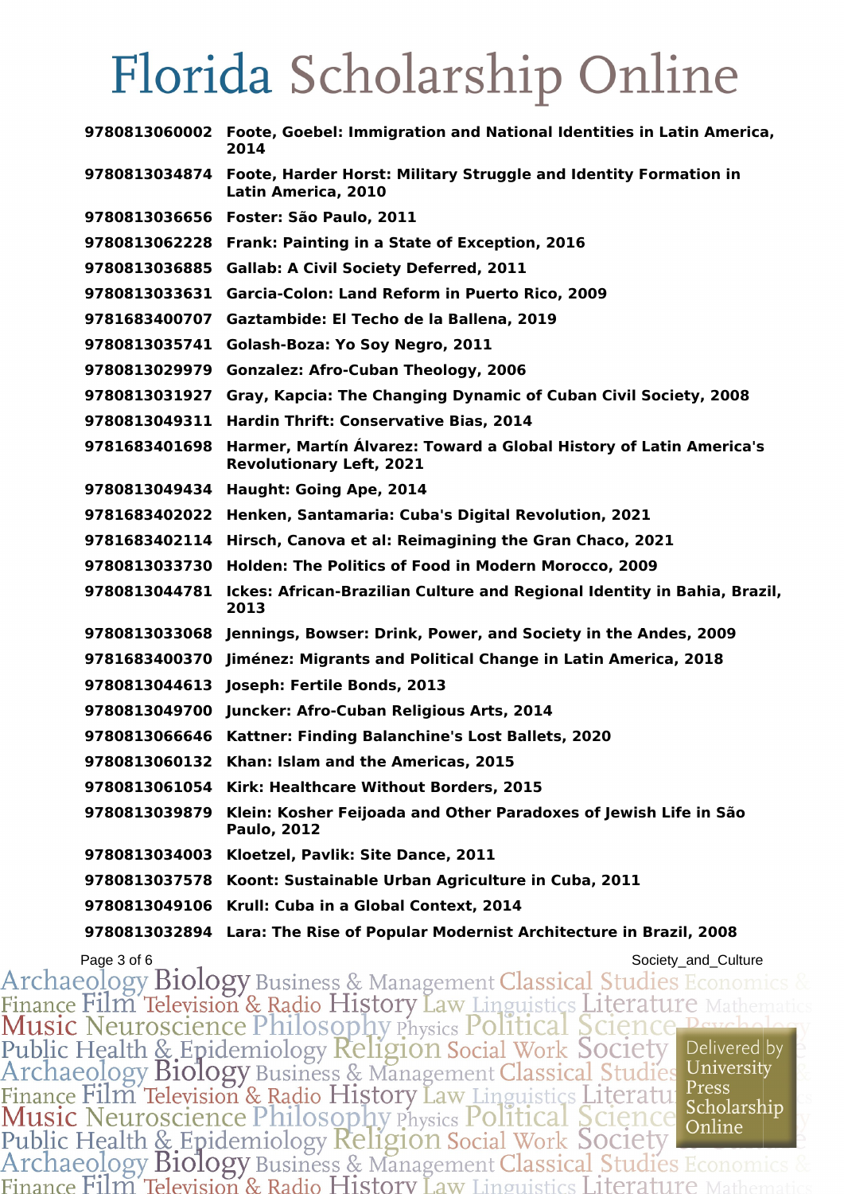# Florida Scholarship Online

| | |
|---|---|
| **9780813060002** | **Foote, Goebel: Immigration and National Identities in Latin America, 2014** |
| **9780813034874** | **Foote, Harder Horst: Military Struggle and Identity Formation in Latin America, 2010** |
| **9780813036656** | **Foster: São Paulo, 2011** |
| **9780813062228** | **Frank: Painting in a State of Exception, 2016** |
| **9780813036885** | **Gallab: A Civil Society Deferred, 2011** |
| **9780813033631** | **Garcia-Colon: Land Reform in Puerto Rico, 2009** |
| **9781683400707** | **Gaztambide: El Techo de la Ballena, 2019** |
| **9780813035741** | **Golash-Boza: Yo Soy Negro, 2011** |
| **9780813029979** | **Gonzalez: Afro-Cuban Theology, 2006** |
| **9780813031927** | **Gray, Kapcia: The Changing Dynamic of Cuban Civil Society, 2008** |
| **9780813049311** | **Hardin Thrift: Conservative Bias, 2014** |
| **9781683401698** | **Harmer, Martín Álvarez: Toward a Global History of Latin America's Revolutionary Left, 2021** |
| **9780813049434** | **Haught: Going Ape, 2014** |
| **9781683402022** | **Henken, Santamaria: Cuba's Digital Revolution, 2021** |
| **9781683402114** | **Hirsch, Canova et al: Reimagining the Gran Chaco, 2021** |
| **9780813033730** | **Holden: The Politics of Food in Modern Morocco, 2009** |
| **9780813044781** | **Ickes: African-Brazilian Culture and Regional Identity in Bahia, Brazil, 2013** |
| **9780813033068** | **Jennings, Bowser: Drink, Power, and Society in the Andes, 2009** |
| **9781683400370** | **Jiménez: Migrants and Political Change in Latin America, 2018** |
| **9780813044613** | **Joseph: Fertile Bonds, 2013** |
| **9780813049700** | **Juncker: Afro-Cuban Religious Arts, 2014** |
| **9780813066646** | **Kattner: Finding Balanchine's Lost Ballets, 2020** |
| **9780813060132** | **Khan: Islam and the Americas, 2015** |
| **9780813061054** | **Kirk: Healthcare Without Borders, 2015** |
| **9780813039879** | **Klein: Kosher Feijoada and Other Paradoxes of Jewish Life in São Paulo, 2012** |
| **9780813034003** | **Kloetzel, Pavlik: Site Dance, 2011** |
| **9780813037578** | **Koont: Sustainable Urban Agriculture in Cuba, 2011** |
| **9780813049106** | **Krull: Cuba in a Global Context, 2014** |
| **9780813032894** | **Lara: The Rise of Popular Modernist Architecture in Brazil, 2008** |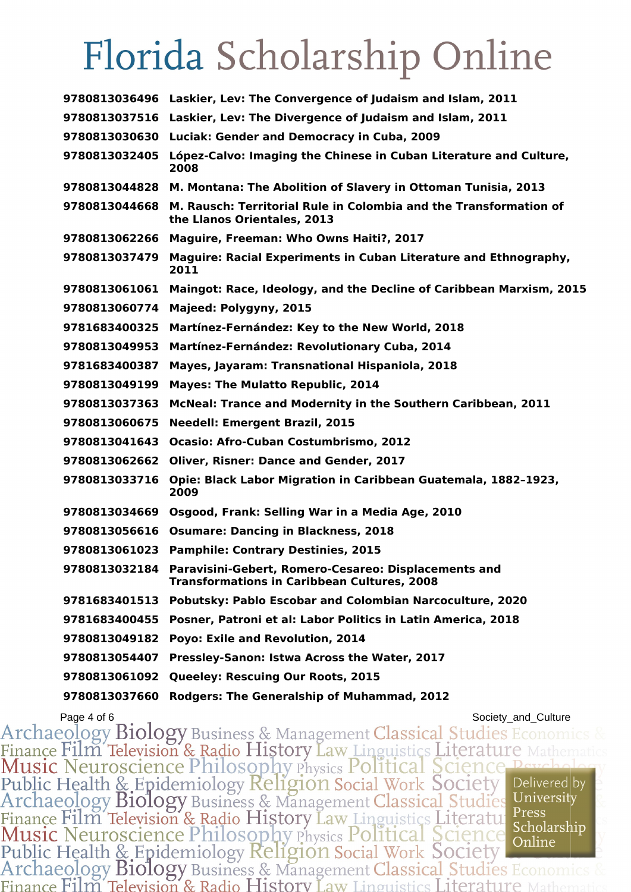# Florida Scholarship Online

| | |
|---|---|
| **9780813036496** | **Laskier, Lev: The Convergence of Judaism and Islam, 2011** |
| **9780813037516** | **Laskier, Lev: The Divergence of Judaism and Islam, 2011** |
| **9780813030630** | **Luciak: Gender and Democracy in Cuba, 2009** |
| **9780813032405** | **López-Calvo: Imaging the Chinese in Cuban Literature and Culture, 2008** |
| **9780813044828** | **M. Montana: The Abolition of Slavery in Ottoman Tunisia, 2013** |
| **9780813044668** | **M. Rausch: Territorial Rule in Colombia and the Transformation of the Llanos Orientales, 2013** |
| **9780813062266** | **Maguire, Freeman: Who Owns Haiti?, 2017** |
| **9780813037479** | **Maguire: Racial Experiments in Cuban Literature and Ethnography, 2011** |
| **9780813061061** | **Maingot: Race, Ideology, and the Decline of Caribbean Marxism, 2015** |
| **9780813060774** | **Majeed: Polygyny, 2015** |
| **9781683400325** | **Martínez-Fernández: Key to the New World, 2018** |
| **9780813049953** | **Martínez-Fernández: Revolutionary Cuba, 2014** |
| **9781683400387** | **Mayes, Jayaram: Transnational Hispaniola, 2018** |
| **9780813049199** | **Mayes: The Mulatto Republic, 2014** |
| **9780813037363** | **McNeal: Trance and Modernity in the Southern Caribbean, 2011** |
| **9780813060675** | **Needell: Emergent Brazil, 2015** |
| **9780813041643** | **Ocasio: Afro-Cuban Costumbrismo, 2012** |
| **9780813062662** | **Oliver, Risner: Dance and Gender, 2017** |
| **9780813033716** | **Opie: Black Labor Migration in Caribbean Guatemala, 1882–1923, 2009** |
| **9780813034669** | **Osgood, Frank: Selling War in a Media Age, 2010** |
| **9780813056616** | **Osumare: Dancing in Blackness, 2018** |
| **9780813061023** | **Pamphile: Contrary Destinies, 2015** |
| **9780813032184** | **Paravisini-Gebert, Romero-Cesareo: Displacements and Transformations in Caribbean Cultures, 2008** |
| **9781683401513** | **Pobutsky: Pablo Escobar and Colombian Narcoculture, 2020** |
| **9781683400455** | **Posner, Patroni et al: Labor Politics in Latin America, 2018** |
| **9780813049182** | **Poyo: Exile and Revolution, 2014** |
| **9780813054407** | **Pressley-Sanon: Istwa Across the Water, 2017** |
| **9780813061092** | **Queeley: Rescuing Our Roots, 2015** |
| **9780813037660** | **Rodgers: The Generalship of Muhammad, 2012** |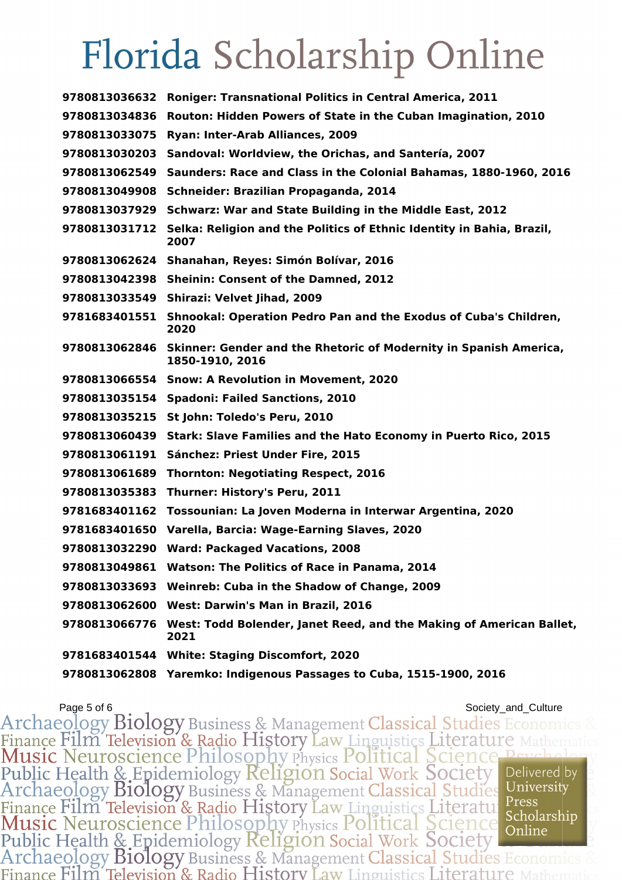# Florida Scholarship Online

| | |
|---|---|
| 9780813036632 | Roniger: Transnational Politics in Central America, 2011 |
| 9780813034836 | Routon: Hidden Powers of State in the Cuban Imagination, 2010 |
| 9780813033075 | Ryan: Inter-Arab Alliances, 2009 |
| 9780813030203 | Sandoval: Worldview, the Orichas, and Santería, 2007 |
| 9780813062549 | Saunders: Race and Class in the Colonial Bahamas, 1880-1960, 2016 |
| 9780813049908 | Schneider: Brazilian Propaganda, 2014 |
| 9780813037929 | Schwarz: War and State Building in the Middle East, 2012 |
| 9780813031712 | Selka: Religion and the Politics of Ethnic Identity in Bahia, Brazil, 2007 |
| 9780813062624 | Shanahan, Reyes: Simón Bolívar, 2016 |
| 9780813042398 | Sheinin: Consent of the Damned, 2012 |
| 9780813033549 | Shirazi: Velvet Jihad, 2009 |
| 9781683401551 | Shnookal: Operation Pedro Pan and the Exodus of Cuba's Children, 2020 |
| 9780813062846 | Skinner: Gender and the Rhetoric of Modernity in Spanish America, 1850-1910, 2016 |
| 9780813066554 | Snow: A Revolution in Movement, 2020 |
| 9780813035154 | Spadoni: Failed Sanctions, 2010 |
| 9780813035215 | St John: Toledo's Peru, 2010 |
| 9780813060439 | Stark: Slave Families and the Hato Economy in Puerto Rico, 2015 |
| 9780813061191 | Sánchez: Priest Under Fire, 2015 |
| 9780813061689 | Thornton: Negotiating Respect, 2016 |
| 9780813035383 | Thurner: History's Peru, 2011 |
| 9781683401162 | Tossounian: La Joven Moderna in Interwar Argentina, 2020 |
| 9781683401650 | Varella, Barcia: Wage-Earning Slaves, 2020 |
| 9780813032290 | Ward: Packaged Vacations, 2008 |
| 9780813049861 | Watson: The Politics of Race in Panama, 2014 |
| 9780813033693 | Weinreb: Cuba in the Shadow of Change, 2009 |
| 9780813062600 | West: Darwin's Man in Brazil, 2016 |
| 9780813066776 | West: Todd Bolender, Janet Reed, and the Making of American Ballet, 2021 |
| 9781683401544 | White: Staging Discomfort, 2020 |
| 9780813062808 | Yaremko: Indigenous Passages to Cuba, 1515-1900, 2016 |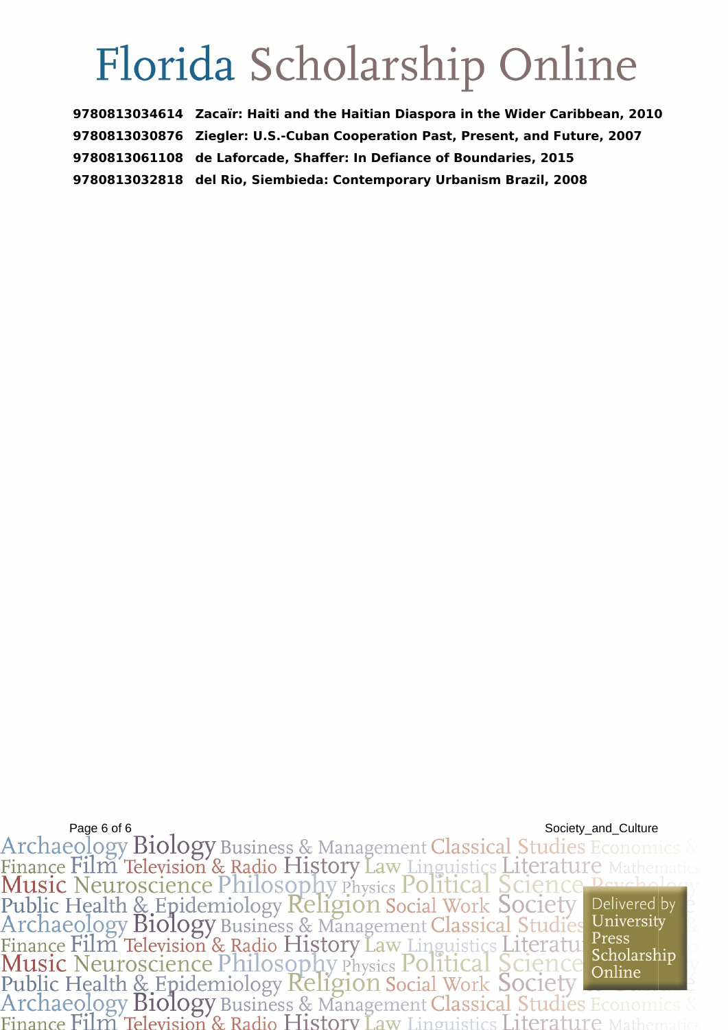# Florida Scholarship Online

| | |
|---|---|
| 9780813034614 | Zacaïr: Haiti and the Haitian Diaspora in the Wider Caribbean, 2010 |
| 9780813030876 | Ziegler: U.S.-Cuban Cooperation Past, Present, and Future, 2007 |
| 9780813061108 | de Laforcade, Shaffer: In Defiance of Boundaries, 2015 |
| 9780813032818 | del Rio, Siembieda: Contemporary Urbanism Brazil, 2008 |